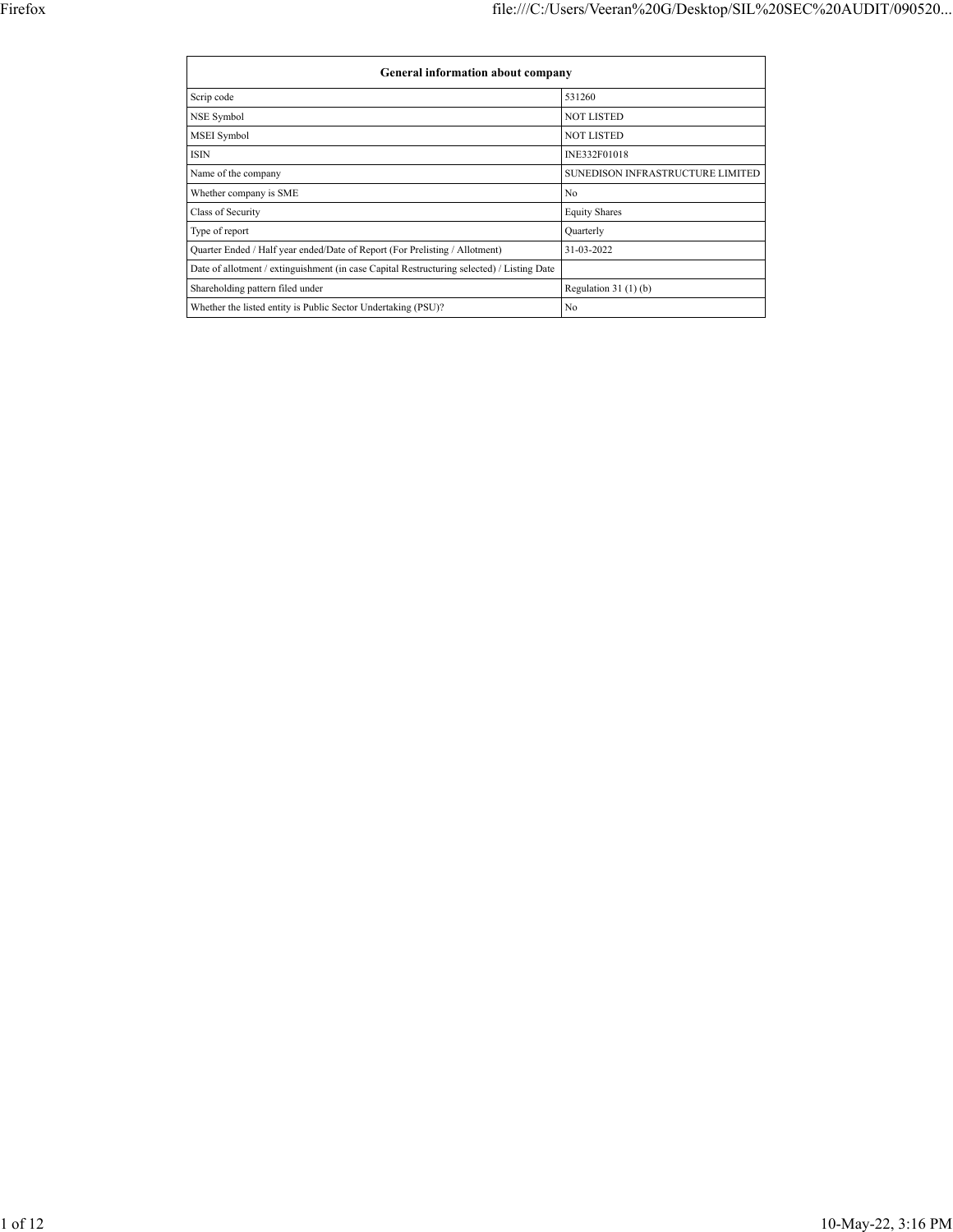| General information about company | |
| --- | --- |
| Scrip code | 531260 |
| NSE Symbol | NOT LISTED |
| MSEI Symbol | NOT LISTED |
| ISIN | INE332F01018 |
| Name of the company | SUNEDISON INFRASTRUCTURE LIMITED |
| Whether company is SME | No |
| Class of Security | Equity Shares |
| Type of report | Quarterly |
| Quarter Ended / Half year ended/Date of Report (For Prelisting / Allotment) | 31-03-2022 |
| Date of allotment / extinguishment (in case Capital Restructuring selected) / Listing Date | |
| Shareholding pattern filed under | Regulation 31 (1) (b) |
| Whether the listed entity is Public Sector Undertaking (PSU)? | No |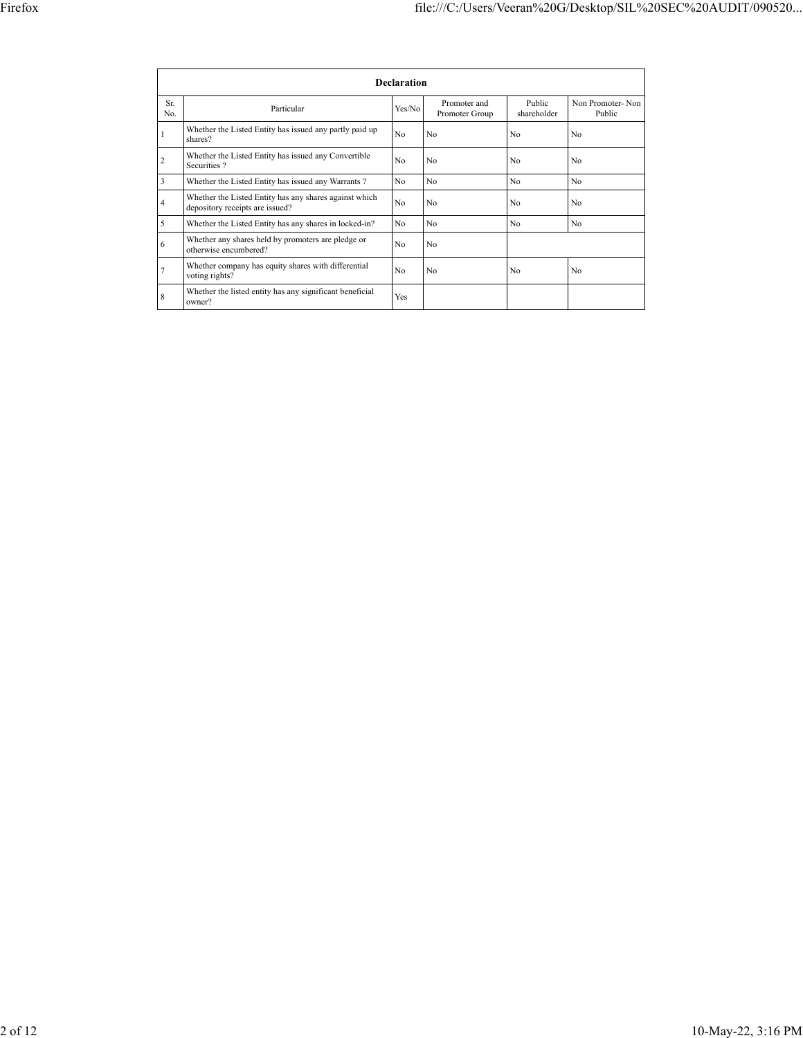| Declaration | | | | | |
|---|---|---|---|---|---|
| Sr. No. | Particular | Yes/No | Promoter and Promoter Group | Public shareholder | Non Promoter- Non Public |
| 1 | Whether the Listed Entity has issued any partly paid up shares? | No | No | No | No |
| 2 | Whether the Listed Entity has issued any Convertible Securities ? | No | No | No | No |
| 3 | Whether the Listed Entity has issued any Warrants ? | No | No | No | No |
| 4 | Whether the Listed Entity has any shares against which depository receipts are issued? | No | No | No | No |
| 5 | Whether the Listed Entity has any shares in locked-in? | No | No | No | No |
| 6 | Whether any shares held by promoters are pledge or otherwise encumbered? | No | No | | |
| 7 | Whether company has equity shares with differential voting rights? | No | No | No | No |
| 8 | Whether the listed entity has any significant beneficial owner? | Yes | | | |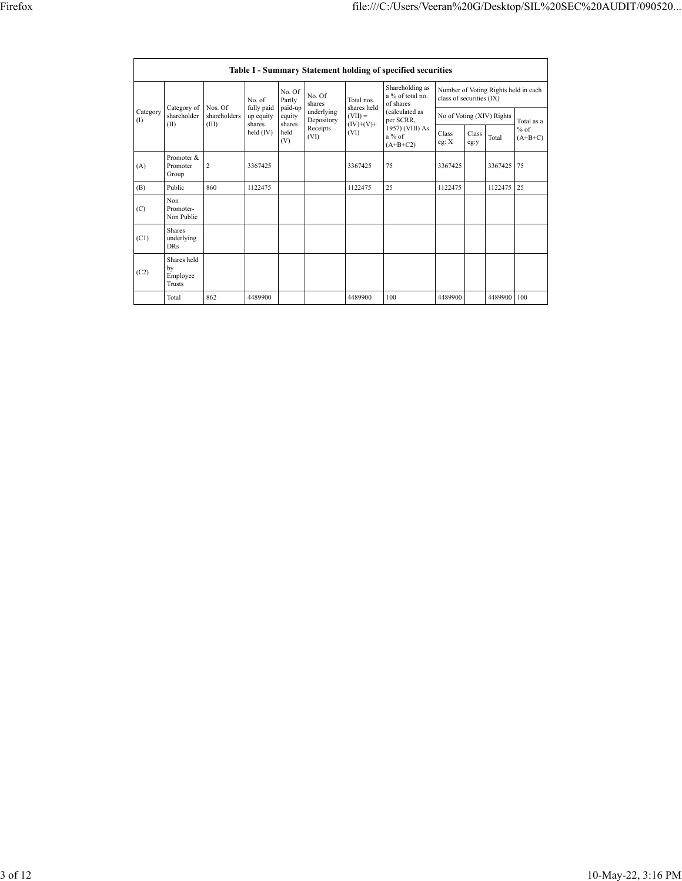| Table I - Summary Statement holding of specified securities | | | | | | | | | | | | |
|---|---|---|---|---|---|---|---|---|---|---|---|---|
| Category (I) | Category of shareholder (II) | Nos. Of shareholders (III) | No. of fully paid up equity shares held (IV) | No. Of Partly paid-up equity shares held (V) | No. Of shares underlying Depository Receipts (VI) | Total nos. shares held (VII) = (IV)+(V)+ (VI) | Shareholding as a % of total no. of shares (calculated as per SCRR, 1957) (VIII) As a % of (A+B+C2) | Number of Voting Rights held in each class of securities (IX) | | | |
| | | | | | | | | No of Voting (XIV) Rights | | | Total as a % of (A+B+C) |
| | | | | | | | | Class eg: X | Class eg:y | Total | |
| (A) | Promoter & Promoter Group | 2 | 3367425 | | | 3367425 | 75 | 3367425 | | 3367425 | 75 |
| (B) | Public | 860 | 1122475 | | | 1122475 | 25 | 1122475 | | 1122475 | 25 |
| (C) | Non Promoter- Non Public | | | | | | | | | | |
| (C1) | Shares underlying DRs | | | | | | | | | | |
| (C2) | Shares held by Employee Trusts | | | | | | | | | | |
| | Total | 862 | 4489900 | | | 4489900 | 100 | 4489900 | | 4489900 | 100 |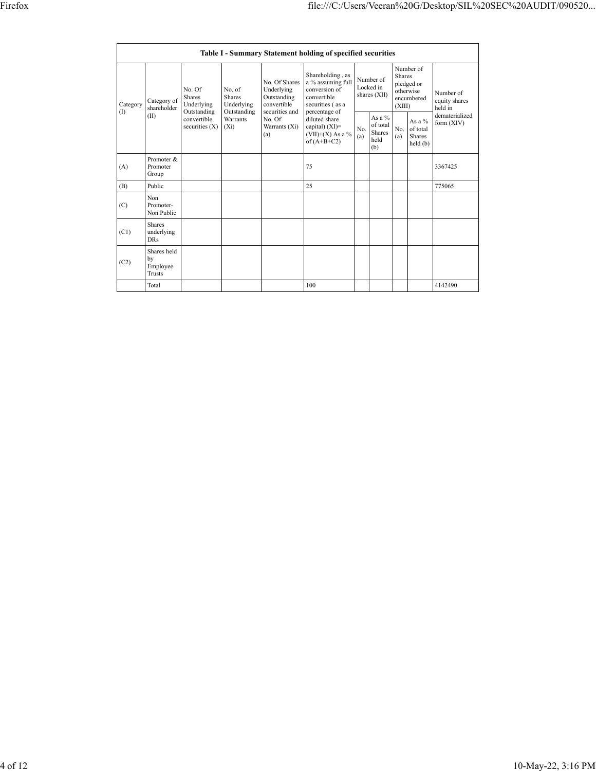| Table I - Summary Statement holding of specified securities | | | | | | | | | | |
|---|---|---|---|---|---|---|---|---|---|---|
| Category (I) | Category of shareholder (II) | No. Of Shares Underlying Outstanding convertible securities (X) | No. of Shares Underlying Outstanding Warrants (Xi) | No. Of Shares Underlying Outstanding convertible securities and No. Of Warrants (Xi) (a) | Shareholding , as a % assuming full conversion of convertible securities ( as a percentage of diluted share capital) (XI)= (VII)+(X) As a % of (A+B+C2) | Number of Locked in shares (XII) | | Number of Shares pledged or otherwise encumbered (XIII) | | Number of equity shares held in dematerialized form (XIV) |
| | | | | | | No. (a) | As a % of total Shares held (b) | No. (a) | As a % of total Shares held (b) | |
| (A) | Promoter & Promoter Group | | | | 75 | | | | | 3367425 |
| (B) | Public | | | | 25 | | | | | 775065 |
| (C) | Non Promoter- Non Public | | | | | | | | | |
| (C1) | Shares underlying DRs | | | | | | | | | |
| (C2) | Shares held by Employee Trusts | | | | | | | | | |
| | Total | | | | 100 | | | | | 4142490 |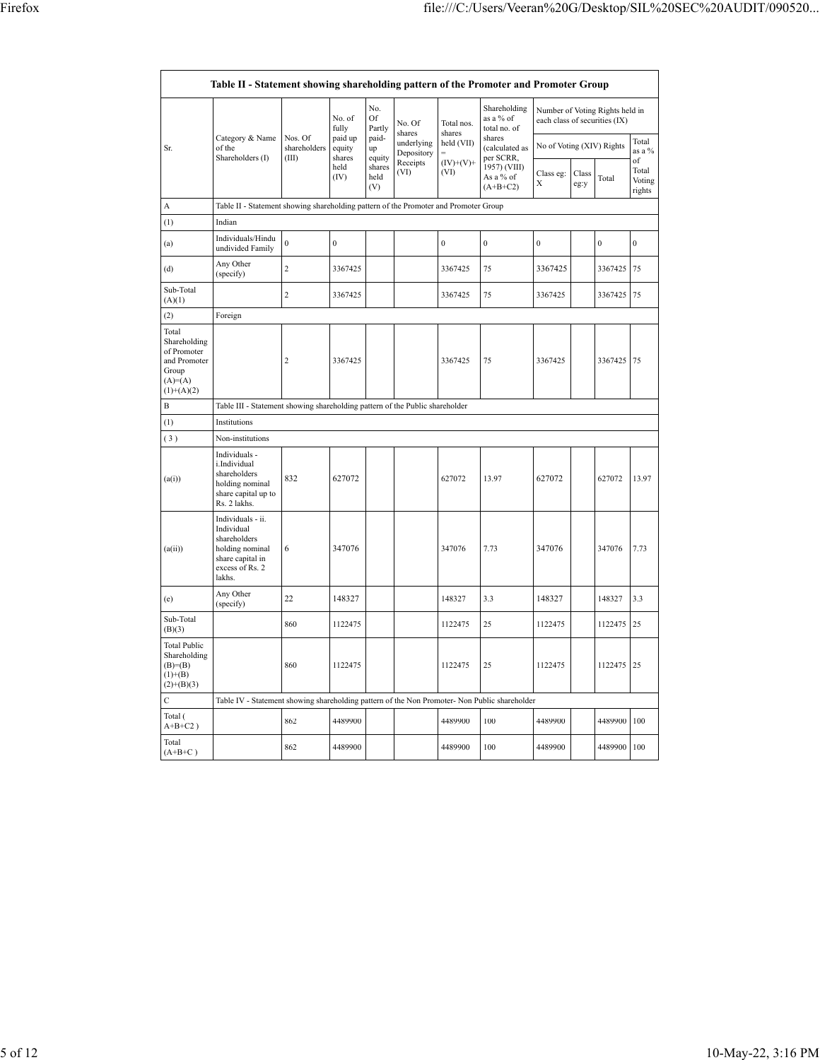| Table II - Statement showing shareholding pattern of the Promoter and Promoter Group | | | | | | | | | | | | |
|---|---|---|---|---|---|---|---|---|---|---|---|---|
| Sr. | Category & Name of the Shareholders (I) | Nos. Of shareholders (III) | No. of fully paid up equity shares held (IV) | No. Of Partly paid-up equity shares held (V) | No. Of shares underlying Depository Receipts (VI) | Total nos. shares held (VII) = (IV)+(V)+ (VI) | Shareholding as a % of total no. of shares (calculated as per SCRR, 1957) (VIII) As a % of (A+B+C2) | Number of Voting Rights held in each class of securities (IX) | | | |
| | | | | | | | | No of Voting (XIV) Rights | | | Total as a % of Total Voting rights |
| | | | | | | | | Class eg: X | Class eg:y | Total | |
| A | Table II - Statement showing shareholding pattern of the Promoter and Promoter Group | | | | | | | | | | |
| (1) | Indian | | | | | | | | | | |
| (a) | Individuals/Hindu undivided Family | 0 | 0 | | | 0 | 0 | 0 | | 0 | 0 |
| (d) | Any Other (specify) | 2 | 3367425 | | | 3367425 | 75 | 3367425 | | 3367425 | 75 |
| Sub-Total (A)(1) | | 2 | 3367425 | | | 3367425 | 75 | 3367425 | | 3367425 | 75 |
| (2) | Foreign | | | | | | | | | | |
| Total Shareholding of Promoter and Promoter Group (A)=(A)(1)+(A)(2) | | 2 | 3367425 | | | 3367425 | 75 | 3367425 | | 3367425 | 75 |
| B | Table III - Statement showing shareholding pattern of the Public shareholder | | | | | | | | | | |
| (1) | Institutions | | | | | | | | | | |
| (3) | Non-institutions | | | | | | | | | | |
| (a(i)) | Individuals - i.Individual shareholders holding nominal share capital up to Rs. 2 lakhs. | 832 | 627072 | | | 627072 | 13.97 | 627072 | | 627072 | 13.97 |
| (a(ii)) | Individuals - ii. Individual shareholders holding nominal share capital in excess of Rs. 2 lakhs. | 6 | 347076 | | | 347076 | 7.73 | 347076 | | 347076 | 7.73 |
| (e) | Any Other (specify) | 22 | 148327 | | | 148327 | 3.3 | 148327 | | 148327 | 3.3 |
| Sub-Total (B)(3) | | 860 | 1122475 | | | 1122475 | 25 | 1122475 | | 1122475 | 25 |
| Total Public Shareholding (B)=(B)(1)+(B)(2)+(B)(3) | | 860 | 1122475 | | | 1122475 | 25 | 1122475 | | 1122475 | 25 |
| C | Table IV - Statement showing shareholding pattern of the Non Promoter- Non Public shareholder | | | | | | | | | | |
| Total ( A+B+C2 ) | | 862 | 4489900 | | | 4489900 | 100 | 4489900 | | 4489900 | 100 |
| Total (A+B+C ) | | 862 | 4489900 | | | 4489900 | 100 | 4489900 | | 4489900 | 100 |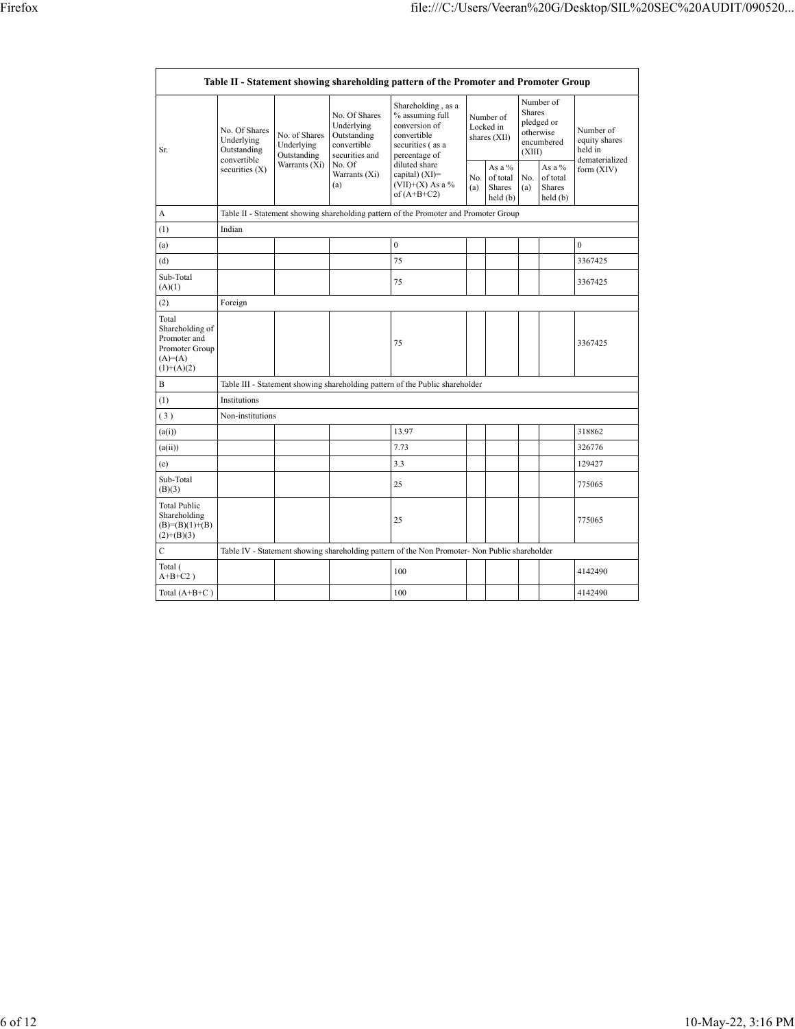| Table II - Statement showing shareholding pattern of the Promoter and Promoter Group | | | | | | | | | |
|---|---|---|---|---|---|---|---|---|---|
| Sr. | No. Of Shares Underlying Outstanding convertible securities (X) | No. of Shares Underlying Outstanding Warrants (Xi) | No. Of Shares Underlying Outstanding convertible securities and No. Of Warrants (Xi) (a) | Shareholding , as a % assuming full conversion of convertible securities ( as a percentage of diluted share capital) (XI)= (VII)+(X) As a % of (A+B+C2) | Number of Locked in shares (XII) | | Number of Shares pledged or otherwise encumbered (XIII) | | Number of equity shares held in dematerialized form (XIV) |
| | | | | | No. (a) | As a % of total Shares held (b) | No. (a) | As a % of total Shares held (b) | |
| A | Table II - Statement showing shareholding pattern of the Promoter and Promoter Group | | | | | | | | |
| (1) | Indian | | | | | | | | |
| (a) | | | | 0 | | | | | 0 |
| (d) | | | | 75 | | | | | 3367425 |
| Sub-Total (A)(1) | | | | 75 | | | | | 3367425 |
| (2) | Foreign | | | | | | | | |
| Total Shareholding of Promoter and Promoter Group (A)=(A)(1)+(A)(2) | | | | 75 | | | | | 3367425 |
| B | Table III - Statement showing shareholding pattern of the Public shareholder | | | | | | | | |
| (1) | Institutions | | | | | | | | |
| ( 3 ) | Non-institutions | | | | | | | | |
| (a(i)) | | | | 13.97 | | | | | 318862 |
| (a(ii)) | | | | 7.73 | | | | | 326776 |
| (e) | | | | 3.3 | | | | | 129427 |
| Sub-Total (B)(3) | | | | 25 | | | | | 775065 |
| Total Public Shareholding (B)=(B)(1)+(B)(2)+(B)(3) | | | | 25 | | | | | 775065 |
| C | Table IV - Statement showing shareholding pattern of the Non Promoter- Non Public shareholder | | | | | | | | |
| Total ( A+B+C2 ) | | | | 100 | | | | | 4142490 |
| Total (A+B+C ) | | | | 100 | | | | | 4142490 |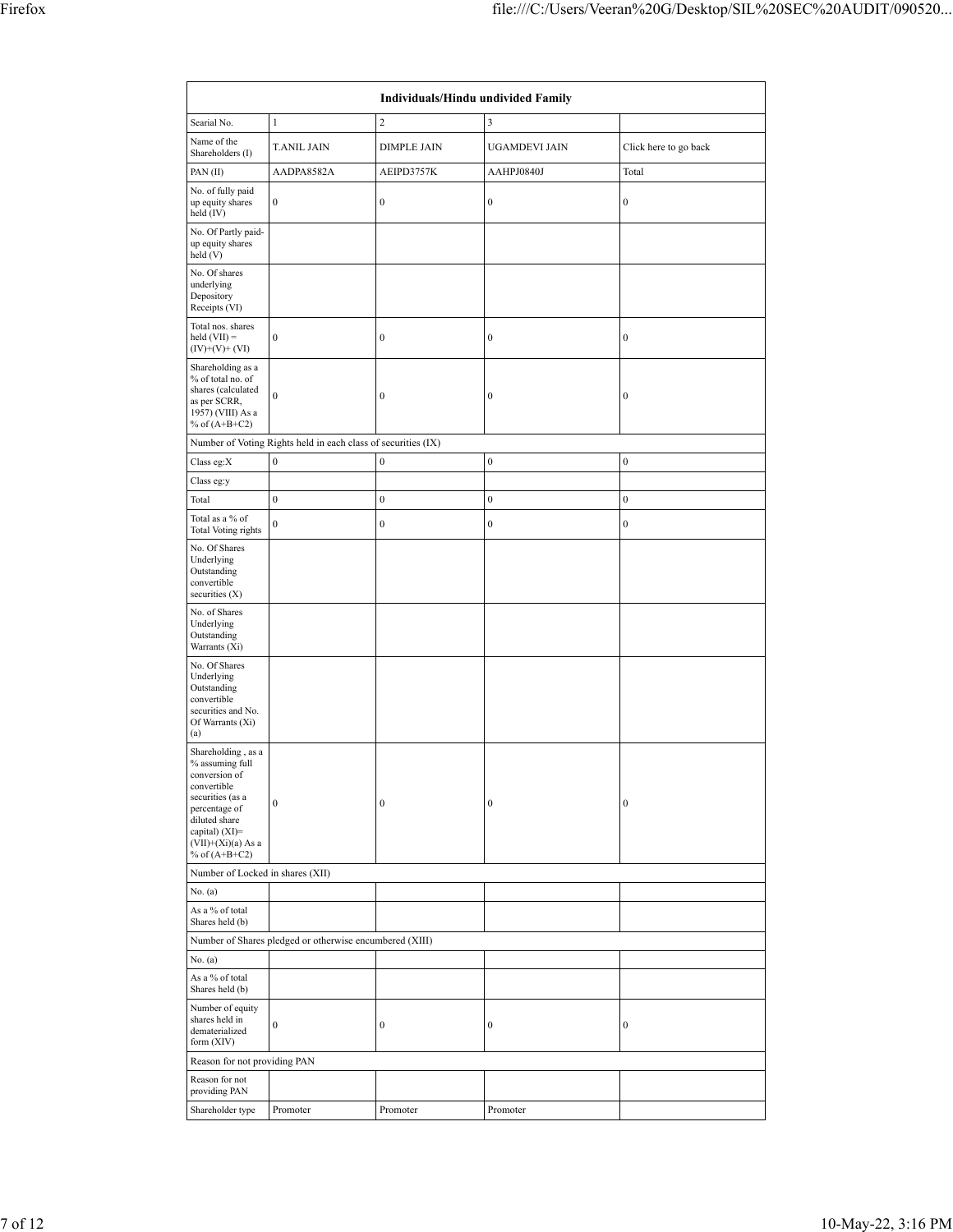| Individuals/Hindu undivided Family | | | | |
|---|---|---|---|---|
| Searial No. | 1 | 2 | 3 | |
| Name of the Shareholders (I) | T.ANIL JAIN | DIMPLE JAIN | UGAMDEVI JAIN | Click here to go back |
| PAN (II) | AADPA8582A | AEIPD3757K | AAHPJ0840J | Total |
| No. of fully paid up equity shares held (IV) | 0 | 0 | 0 | 0 |
| No. Of Partly paid-up equity shares held (V) | | | | |
| No. Of shares underlying Depository Receipts (VI) | | | | |
| Total nos. shares held (VII) = (IV)+(V)+ (VI) | 0 | 0 | 0 | 0 |
| Shareholding as a % of total no. of shares (calculated as per SCRR, 1957) (VIII) As a % of (A+B+C2) | 0 | 0 | 0 | 0 |
| Number of Voting Rights held in each class of securities (IX) | | | | |
| Class eg:X | 0 | 0 | 0 | 0 |
| Class eg:y | | | | |
| Total | 0 | 0 | 0 | 0 |
| Total as a % of Total Voting rights | 0 | 0 | 0 | 0 |
| No. Of Shares Underlying Outstanding convertible securities (X) | | | | |
| No. of Shares Underlying Outstanding Warrants (Xi) | | | | |
| No. Of Shares Underlying Outstanding convertible securities and No. Of Warrants (Xi) (a) | | | | |
| Shareholding , as a % assuming full conversion of convertible securities (as a percentage of diluted share capital) (XI)= (VII)+(Xi)(a) As a % of (A+B+C2) | 0 | 0 | 0 | 0 |
| Number of Locked in shares (XII) | | | | |
| No. (a) | | | | |
| As a % of total Shares held (b) | | | | |
| Number of Shares pledged or otherwise encumbered (XIII) | | | | |
| No. (a) | | | | |
| As a % of total Shares held (b) | | | | |
| Number of equity shares held in dematerialized form (XIV) | 0 | 0 | 0 | 0 |
| Reason for not providing PAN | | | | |
| Reason for not providing PAN | | | | |
| Shareholder type | Promoter | Promoter | Promoter | |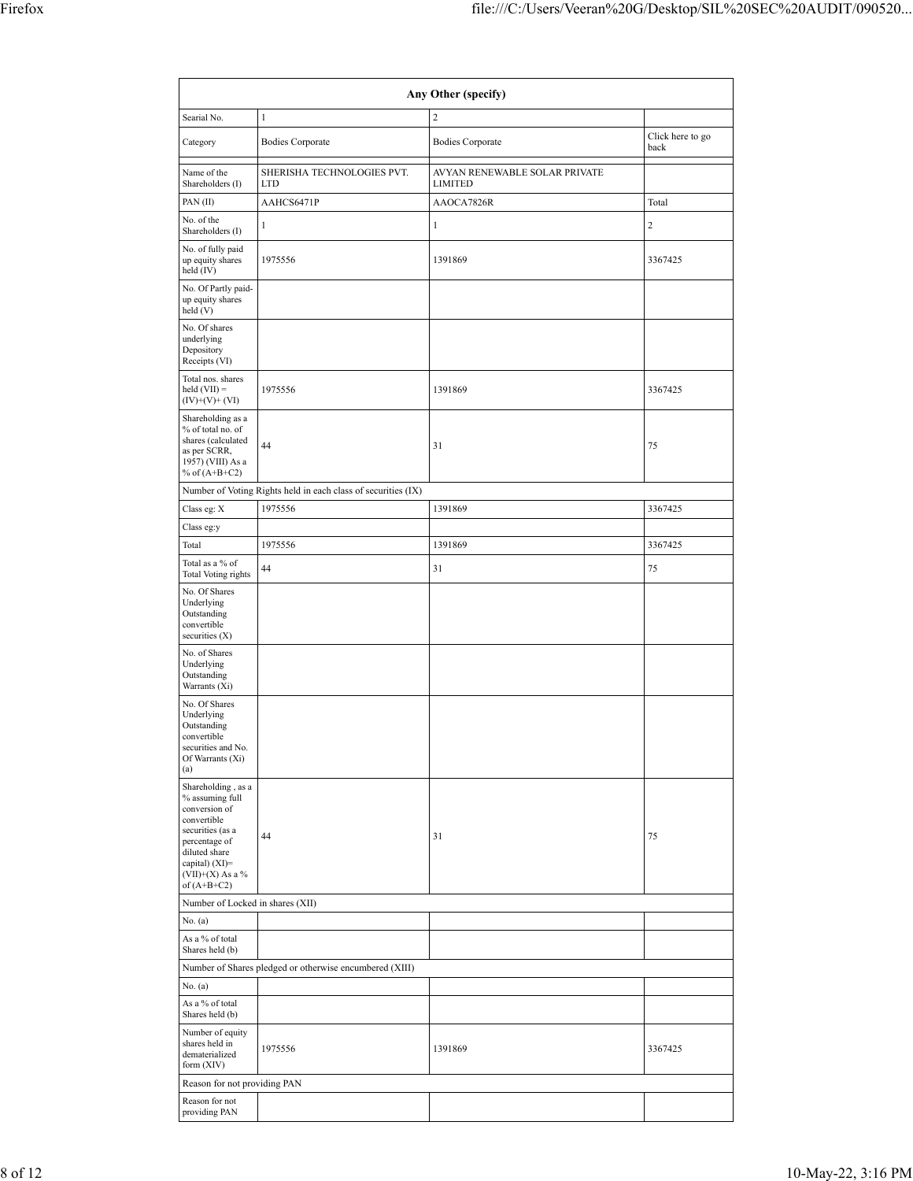| Any Other (specify) | | | |
|---|---|---|---|
| Searial No. | 1 | 2 | |
| Category | Bodies Corporate | Bodies Corporate | Click here to go back |
| | | | |
| Name of the Shareholders (I) | SHERISHA TECHNOLOGIES PVT. LTD | AVYAN RENEWABLE SOLAR PRIVATE LIMITED | |
| PAN (II) | AAHCS6471P | AAOCA7826R | Total |
| No. of the Shareholders (I) | 1 | 1 | 2 |
| No. of fully paid up equity shares held (IV) | 1975556 | 1391869 | 3367425 |
| No. Of Partly paid-up equity shares held (V) | | | |
| No. Of shares underlying Depository Receipts (VI) | | | |
| Total nos. shares held (VII) = (IV)+(V)+ (VI) | 1975556 | 1391869 | 3367425 |
| Shareholding as a % of total no. of shares (calculated as per SCRR, 1957) (VIII) As a % of (A+B+C2) | 44 | 31 | 75 |
| Number of Voting Rights held in each class of securities (IX) | | | |
| Class eg: X | 1975556 | 1391869 | 3367425 |
| Class eg:y | | | |
| Total | 1975556 | 1391869 | 3367425 |
| Total as a % of Total Voting rights | 44 | 31 | 75 |
| No. Of Shares Underlying Outstanding convertible securities (X) | | | |
| No. of Shares Underlying Outstanding Warrants (Xi) | | | |
| No. Of Shares Underlying Outstanding convertible securities and No. Of Warrants (Xi) (a) | | | |
| Shareholding , as a % assuming full conversion of convertible securities (as a percentage of diluted share capital) (XI)= (VII)+(X) As a % of (A+B+C2) | 44 | 31 | 75 |
| Number of Locked in shares (XII) | | | |
| No. (a) | | | |
| As a % of total Shares held (b) | | | |
| Number of Shares pledged or otherwise encumbered (XIII) | | | |
| No. (a) | | | |
| As a % of total Shares held (b) | | | |
| Number of equity shares held in dematerialized form (XIV) | 1975556 | 1391869 | 3367425 |
| Reason for not providing PAN | | | |
| Reason for not providing PAN | | | |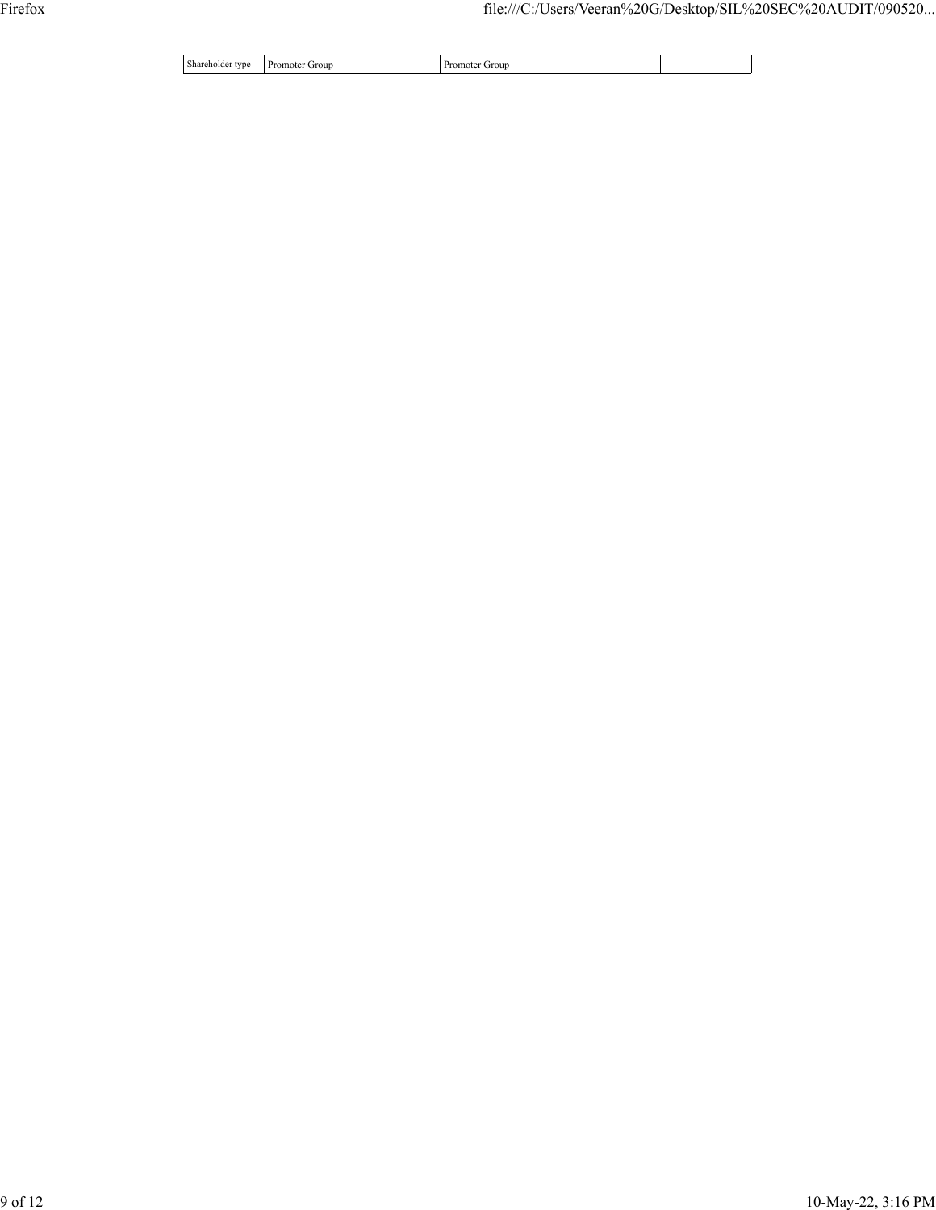| Shareholder type | Promoter Group | Promoter Group | |
|---|---|---|---|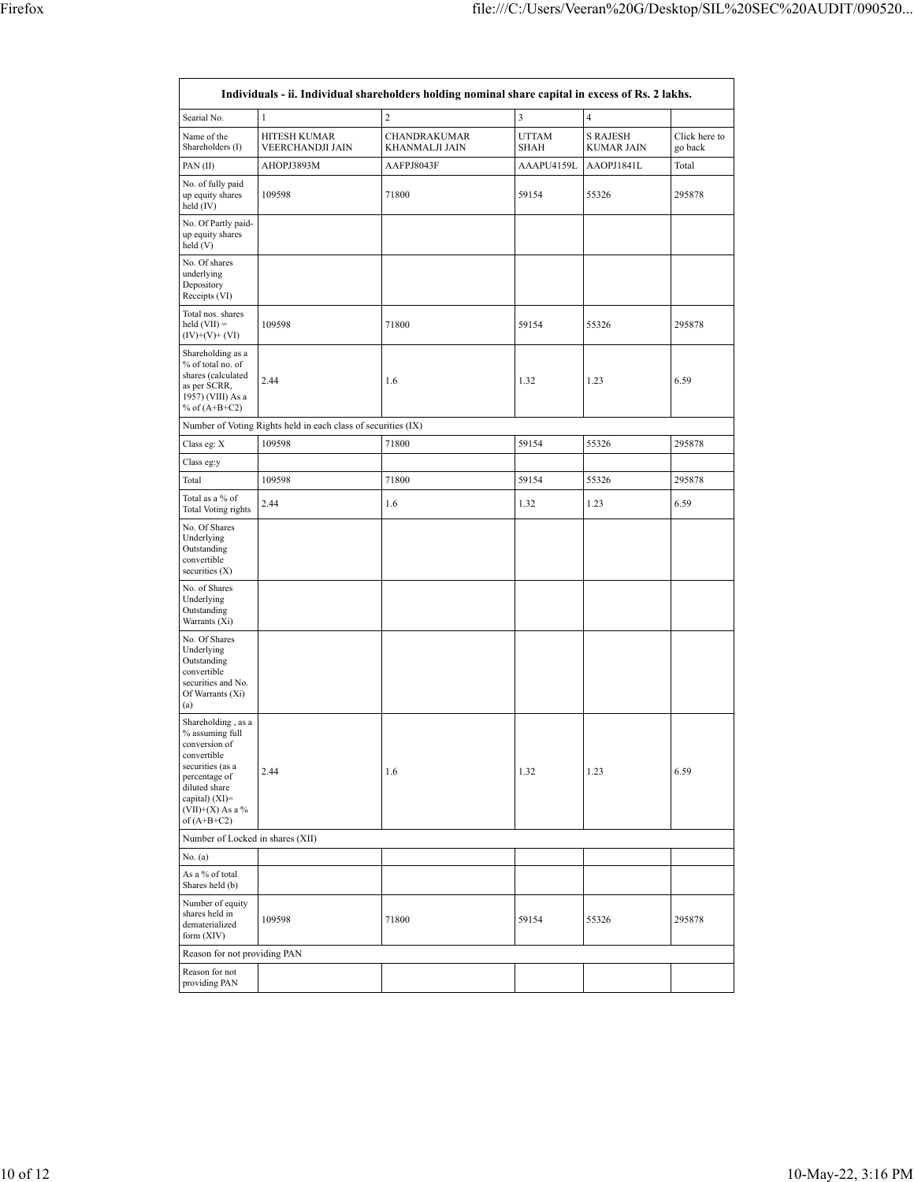| Individuals - ii. Individual shareholders holding nominal share capital in excess of Rs. 2 lakhs. | | | | | |
|---|---|---|---|---|---|
| Searial No. | 1 | 2 | 3 | 4 | |
| Name of the Shareholders (I) | HITESH KUMAR VEERCHANDJI JAIN | CHANDRAKUMAR KHANMALJI JAIN | UTTAM SHAH | S RAJESH KUMAR JAIN | Click here to go back |
| PAN (II) | AHOPJ3893M | AAFPJ8043F | AAAPU4159L | AAOPJ1841L | Total |
| No. of fully paid up equity shares held (IV) | 109598 | 71800 | 59154 | 55326 | 295878 |
| No. Of Partly paid-up equity shares held (V) | | | | | |
| No. Of shares underlying Depository Receipts (VI) | | | | | |
| Total nos. shares held (VII) = (IV)+(V)+ (VI) | 109598 | 71800 | 59154 | 55326 | 295878 |
| Shareholding as a % of total no. of shares (calculated as per SCRR, 1957) (VIII) As a % of (A+B+C2) | 2.44 | 1.6 | 1.32 | 1.23 | 6.59 |
| Number of Voting Rights held in each class of securities (IX) | | | | | |
| Class eg: X | 109598 | 71800 | 59154 | 55326 | 295878 |
| Class eg:y | | | | | |
| Total | 109598 | 71800 | 59154 | 55326 | 295878 |
| Total as a % of Total Voting rights | 2.44 | 1.6 | 1.32 | 1.23 | 6.59 |
| No. Of Shares Underlying Outstanding convertible securities (X) | | | | | |
| No. of Shares Underlying Outstanding Warrants (Xi) | | | | | |
| No. Of Shares Underlying Outstanding convertible securities and No. Of Warrants (Xi) (a) | | | | | |
| Shareholding , as a % assuming full conversion of convertible securities (as a percentage of diluted share capital) (XI)= (VII)+(X) As a % of (A+B+C2) | 2.44 | 1.6 | 1.32 | 1.23 | 6.59 |
| Number of Locked in shares (XII) | | | | | |
| No. (a) | | | | | |
| As a % of total Shares held (b) | | | | | |
| Number of equity shares held in dematerialized form (XIV) | 109598 | 71800 | 59154 | 55326 | 295878 |
| Reason for not providing PAN | | | | | |
| Reason for not providing PAN | | | | | |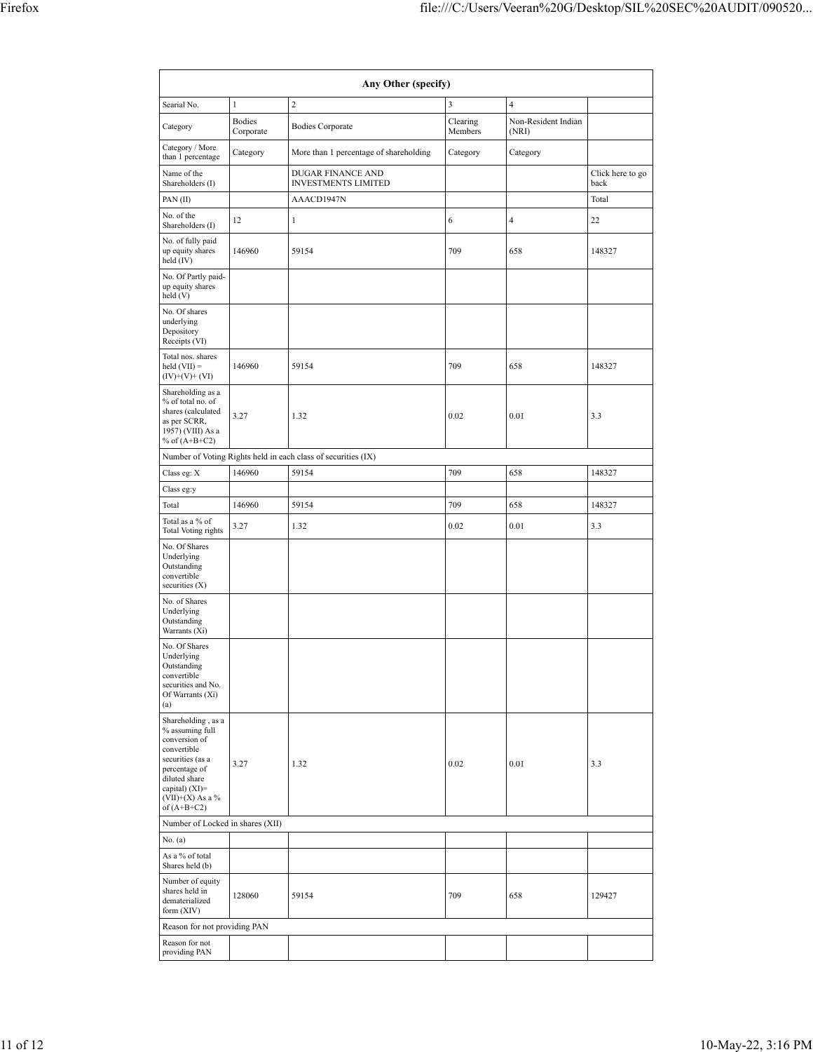| Any Other (specify) | | | | | |
|---|---|---|---|---|---|
| Searial No. | 1 | 2 | 3 | 4 | |
| Category | Bodies Corporate | Bodies Corporate | Clearing Members | Non-Resident Indian (NRI) | |
| Category / More than 1 percentage | Category | More than 1 percentage of shareholding | Category | Category | |
| Name of the Shareholders (I) | | DUGAR FINANCE AND INVESTMENTS LIMITED | | | Click here to go back |
| PAN (II) | | AAACD1947N | | | Total |
| No. of the Shareholders (I) | 12 | 1 | 6 | 4 | 22 |
| No. of fully paid up equity shares held (IV) | 146960 | 59154 | 709 | 658 | 148327 |
| No. Of Partly paid-up equity shares held (V) | | | | | |
| No. Of shares underlying Depository Receipts (VI) | | | | | |
| Total nos. shares held (VII) = (IV)+(V)+ (VI) | 146960 | 59154 | 709 | 658 | 148327 |
| Shareholding as a % of total no. of shares (calculated as per SCRR, 1957) (VIII) As a % of (A+B+C2) | 3.27 | 1.32 | 0.02 | 0.01 | 3.3 |
| Number of Voting Rights held in each class of securities (IX) | | | | | |
| Class eg: X | 146960 | 59154 | 709 | 658 | 148327 |
| Class eg:y | | | | | |
| Total | 146960 | 59154 | 709 | 658 | 148327 |
| Total as a % of Total Voting rights | 3.27 | 1.32 | 0.02 | 0.01 | 3.3 |
| No. Of Shares Underlying Outstanding convertible securities (X) | | | | | |
| No. of Shares Underlying Outstanding Warrants (Xi) | | | | | |
| No. Of Shares Underlying Outstanding convertible securities and No. Of Warrants (Xi) (a) | | | | | |
| Shareholding , as a % assuming full conversion of convertible securities (as a percentage of diluted share capital) (XI)= (VII)+(X) As a % of (A+B+C2) | 3.27 | 1.32 | 0.02 | 0.01 | 3.3 |
| Number of Locked in shares (XII) | | | | | |
| No. (a) | | | | | |
| As a % of total Shares held (b) | | | | | |
| Number of equity shares held in dematerialized form (XIV) | 128060 | 59154 | 709 | 658 | 129427 |
| Reason for not providing PAN | | | | | |
| Reason for not providing PAN | | | | | |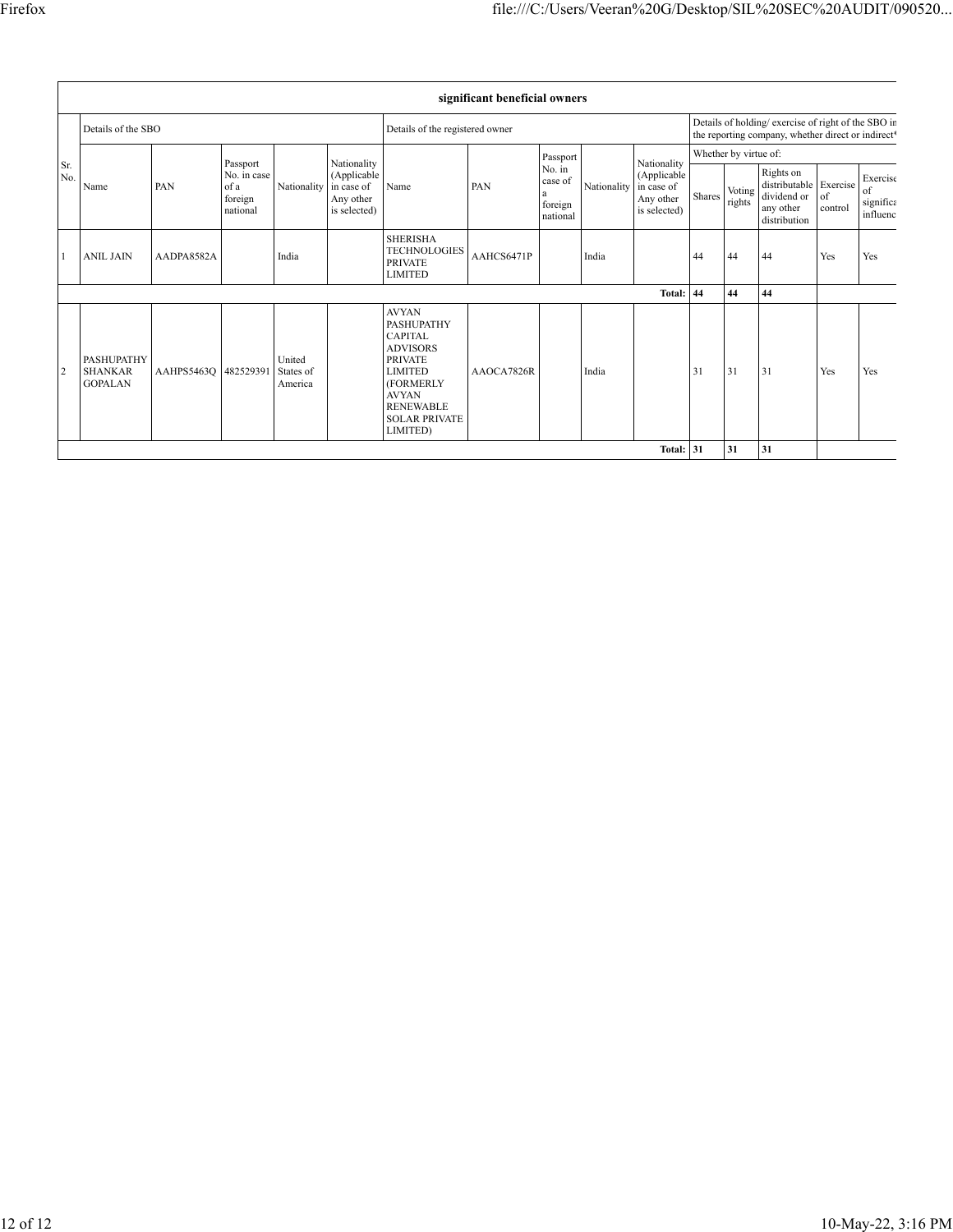| significant beneficial owners | | | | | | | | | | | | | | | |
|---|---|---|---|---|---|---|---|---|---|---|---|---|---|---|---|
| Sr. No. | Details of the SBO | | | | | Details of the registered owner | | | | | Details of holding/ exercise of right of the SBO in the reporting company, whether direct or indirect* | | | | |
| | | | | | | | | | | | Whether by virtue of: | | | | |
| | Name | PAN | Passport No. in case of a foreign national | Nationality | Nationality (Applicable in case of Any other is selected) | Name | PAN | Passport No. in case of a foreign national | Nationality | Nationality (Applicable in case of Any other is selected) | Shares | Voting rights | Rights on distributable dividend or any other distribution | Exercise of control | Exercise of significa influenc |
| 1 | ANIL JAIN | AADPA8582A | | India | | SHERISHA TECHNOLOGIES PRIVATE LIMITED | AAHCS6471P | | India | | 44 | 44 | 44 | Yes | Yes |
| | | | | | | | | | | **Total:** | **44** | **44** | **44** | | |
| 2 | PASHUPATHY SHANKAR GOPALAN | AAHPS5463Q | 482529391 | United States of America | | AVYAN PASHUPATHY CAPITAL ADVISORS PRIVATE LIMITED (FORMERLY AVYAN RENEWABLE SOLAR PRIVATE LIMITED) | AAOCA7826R | | India | | 31 | 31 | 31 | Yes | Yes |
| | | | | | | | | | | **Total:** | **31** | **31** | **31** | | |